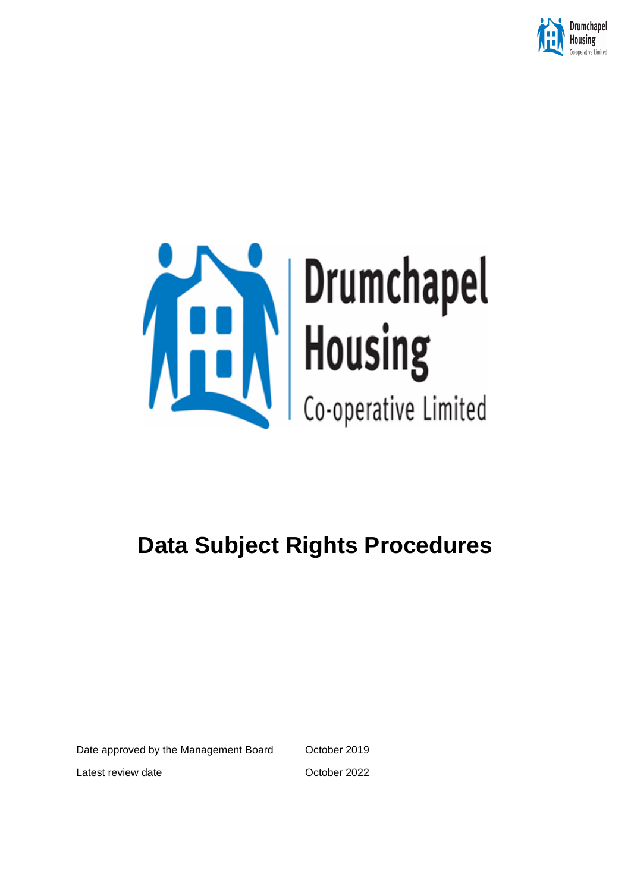Drumchapel Housing Co-operative Limited

# Data Subject Rights Procedures

| | |
|---|---|
| Date approved by the Management Board | October 2019 |
| Latest review date | October 2022 |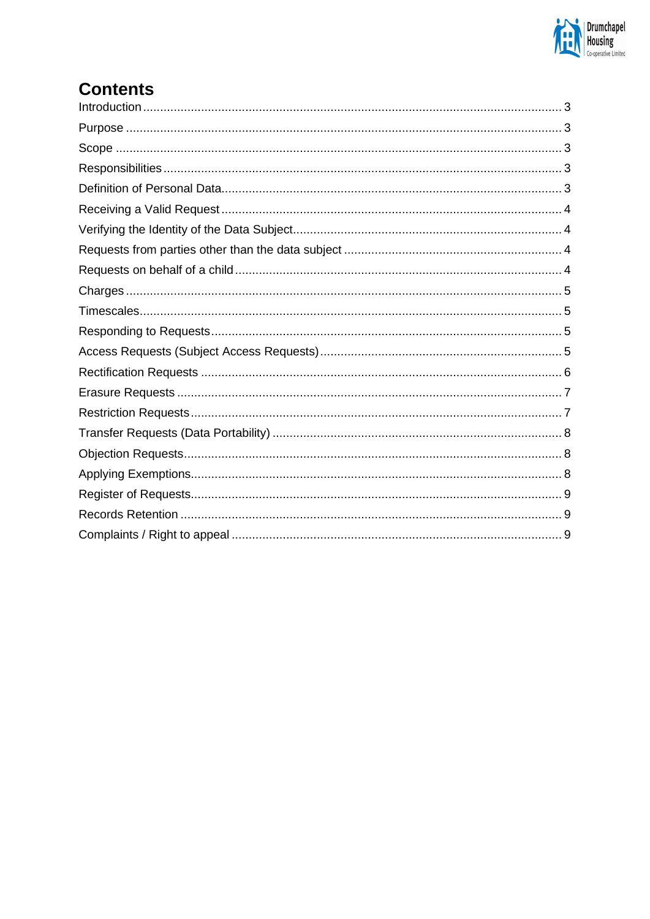# Contents

Introduction ..... 3
Purpose ..... 3
Scope ..... 3
Responsibilities ..... 3
Definition of Personal Data ..... 3
Receiving a Valid Request ..... 4
Verifying the Identity of the Data Subject ..... 4
Requests from parties other than the data subject ..... 4
Requests on behalf of a child ..... 4
Charges ..... 5
Timescales ..... 5
Responding to Requests ..... 5
Access Requests (Subject Access Requests) ..... 5
Rectification Requests ..... 6
Erasure Requests ..... 7
Restriction Requests ..... 7
Transfer Requests (Data Portability) ..... 8
Objection Requests ..... 8
Applying Exemptions ..... 8
Register of Requests ..... 9
Records Retention ..... 9
Complaints / Right to appeal ..... 9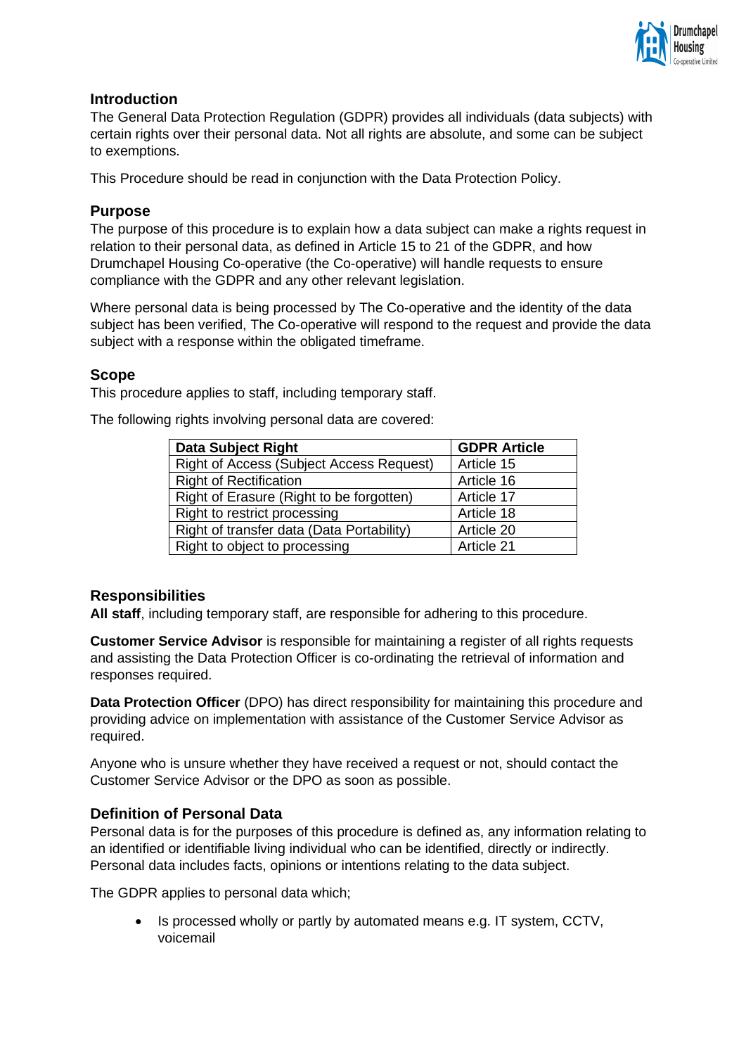## Introduction

The General Data Protection Regulation (GDPR) provides all individuals (data subjects) with certain rights over their personal data. Not all rights are absolute, and some can be subject to exemptions.

This Procedure should be read in conjunction with the Data Protection Policy.

## Purpose

The purpose of this procedure is to explain how a data subject can make a rights request in relation to their personal data, as defined in Article 15 to 21 of the GDPR, and how Drumchapel Housing Co-operative (the Co-operative) will handle requests to ensure compliance with the GDPR and any other relevant legislation.

Where personal data is being processed by The Co-operative and the identity of the data subject has been verified, The Co-operative will respond to the request and provide the data subject with a response within the obligated timeframe.

## Scope

This procedure applies to staff, including temporary staff.

The following rights involving personal data are covered:

| Data Subject Right | GDPR Article |
|---|---|
| Right of Access (Subject Access Request) | Article 15 |
| Right of Rectification | Article 16 |
| Right of Erasure (Right to be forgotten) | Article 17 |
| Right to restrict processing | Article 18 |
| Right of transfer data (Data Portability) | Article 20 |
| Right to object to processing | Article 21 |

## Responsibilities

**All staff**, including temporary staff, are responsible for adhering to this procedure.

**Customer Service Advisor** is responsible for maintaining a register of all rights requests and assisting the Data Protection Officer is co-ordinating the retrieval of information and responses required.

**Data Protection Officer** (DPO) has direct responsibility for maintaining this procedure and providing advice on implementation with assistance of the Customer Service Advisor as required.

Anyone who is unsure whether they have received a request or not, should contact the Customer Service Advisor or the DPO as soon as possible.

## Definition of Personal Data

Personal data is for the purposes of this procedure is defined as, any information relating to an identified or identifiable living individual who can be identified, directly or indirectly. Personal data includes facts, opinions or intentions relating to the data subject.

The GDPR applies to personal data which;

- Is processed wholly or partly by automated means e.g. IT system, CCTV, voicemail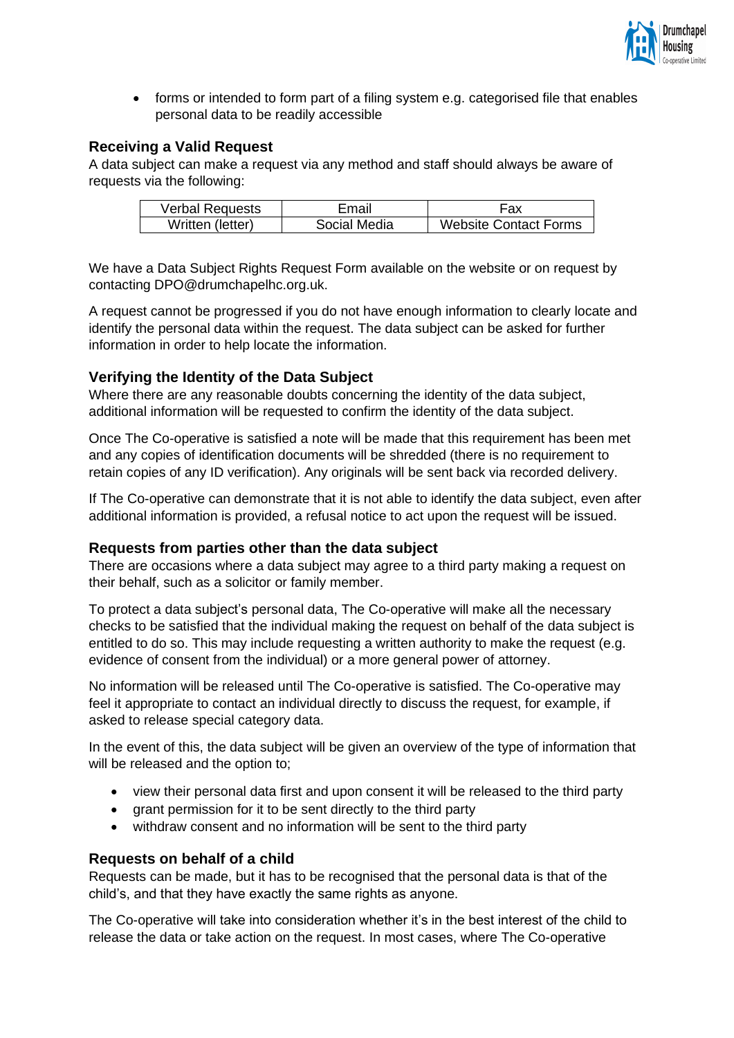- forms or intended to form part of a filing system e.g. categorised file that enables personal data to be readily accessible

### Receiving a Valid Request

A data subject can make a request via any method and staff should always be aware of requests via the following:

| Verbal Requests | Email | Fax |
|---|---|---|
| Written (letter) | Social Media | Website Contact Forms |

We have a Data Subject Rights Request Form available on the website or on request by contacting DPO@drumchapelhc.org.uk.

A request cannot be progressed if you do not have enough information to clearly locate and identify the personal data within the request. The data subject can be asked for further information in order to help locate the information.

### Verifying the Identity of the Data Subject

Where there are any reasonable doubts concerning the identity of the data subject, additional information will be requested to confirm the identity of the data subject.

Once The Co-operative is satisfied a note will be made that this requirement has been met and any copies of identification documents will be shredded (there is no requirement to retain copies of any ID verification). Any originals will be sent back via recorded delivery.

If The Co-operative can demonstrate that it is not able to identify the data subject, even after additional information is provided, a refusal notice to act upon the request will be issued.

### Requests from parties other than the data subject

There are occasions where a data subject may agree to a third party making a request on their behalf, such as a solicitor or family member.

To protect a data subject's personal data, The Co-operative will make all the necessary checks to be satisfied that the individual making the request on behalf of the data subject is entitled to do so. This may include requesting a written authority to make the request (e.g. evidence of consent from the individual) or a more general power of attorney.

No information will be released until The Co-operative is satisfied. The Co-operative may feel it appropriate to contact an individual directly to discuss the request, for example, if asked to release special category data.

In the event of this, the data subject will be given an overview of the type of information that will be released and the option to;

- view their personal data first and upon consent it will be released to the third party
- grant permission for it to be sent directly to the third party
- withdraw consent and no information will be sent to the third party

### Requests on behalf of a child

Requests can be made, but it has to be recognised that the personal data is that of the child's, and that they have exactly the same rights as anyone.

The Co-operative will take into consideration whether it's in the best interest of the child to release the data or take action on the request. In most cases, where The Co-operative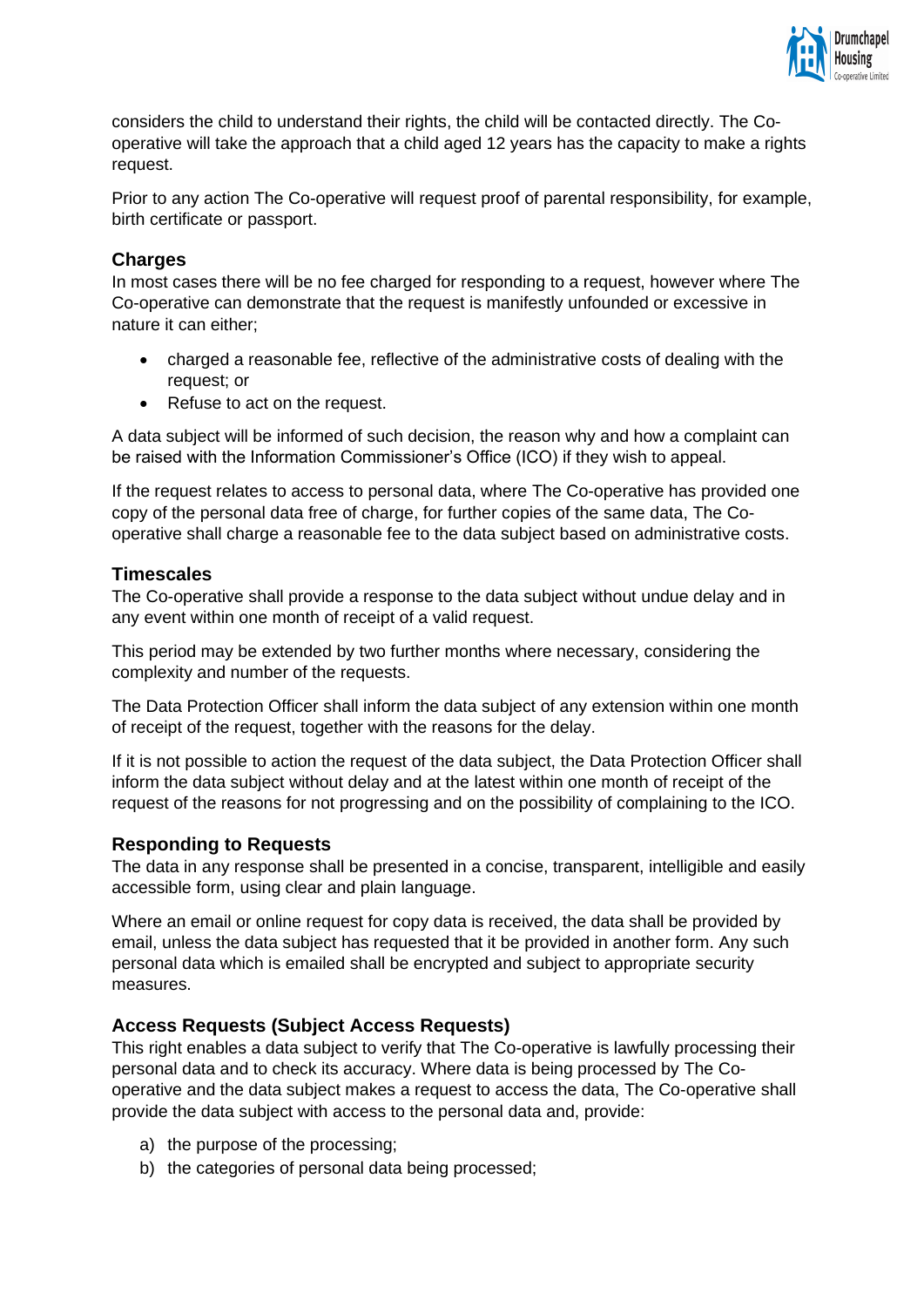considers the child to understand their rights, the child will be contacted directly. The Co-operative will take the approach that a child aged 12 years has the capacity to make a rights request.

Prior to any action The Co-operative will request proof of parental responsibility, for example, birth certificate or passport.

### Charges

In most cases there will be no fee charged for responding to a request, however where The Co-operative can demonstrate that the request is manifestly unfounded or excessive in nature it can either;

- charged a reasonable fee, reflective of the administrative costs of dealing with the request; or
- Refuse to act on the request.

A data subject will be informed of such decision, the reason why and how a complaint can be raised with the Information Commissioner's Office (ICO) if they wish to appeal.

If the request relates to access to personal data, where The Co-operative has provided one copy of the personal data free of charge, for further copies of the same data, The Co-operative shall charge a reasonable fee to the data subject based on administrative costs.

### Timescales

The Co-operative shall provide a response to the data subject without undue delay and in any event within one month of receipt of a valid request.

This period may be extended by two further months where necessary, considering the complexity and number of the requests.

The Data Protection Officer shall inform the data subject of any extension within one month of receipt of the request, together with the reasons for the delay.

If it is not possible to action the request of the data subject, the Data Protection Officer shall inform the data subject without delay and at the latest within one month of receipt of the request of the reasons for not progressing and on the possibility of complaining to the ICO.

### Responding to Requests

The data in any response shall be presented in a concise, transparent, intelligible and easily accessible form, using clear and plain language.

Where an email or online request for copy data is received, the data shall be provided by email, unless the data subject has requested that it be provided in another form. Any such personal data which is emailed shall be encrypted and subject to appropriate security measures.

### Access Requests (Subject Access Requests)

This right enables a data subject to verify that The Co-operative is lawfully processing their personal data and to check its accuracy. Where data is being processed by The Co-operative and the data subject makes a request to access the data, The Co-operative shall provide the data subject with access to the personal data and, provide:

a) the purpose of the processing;
b) the categories of personal data being processed;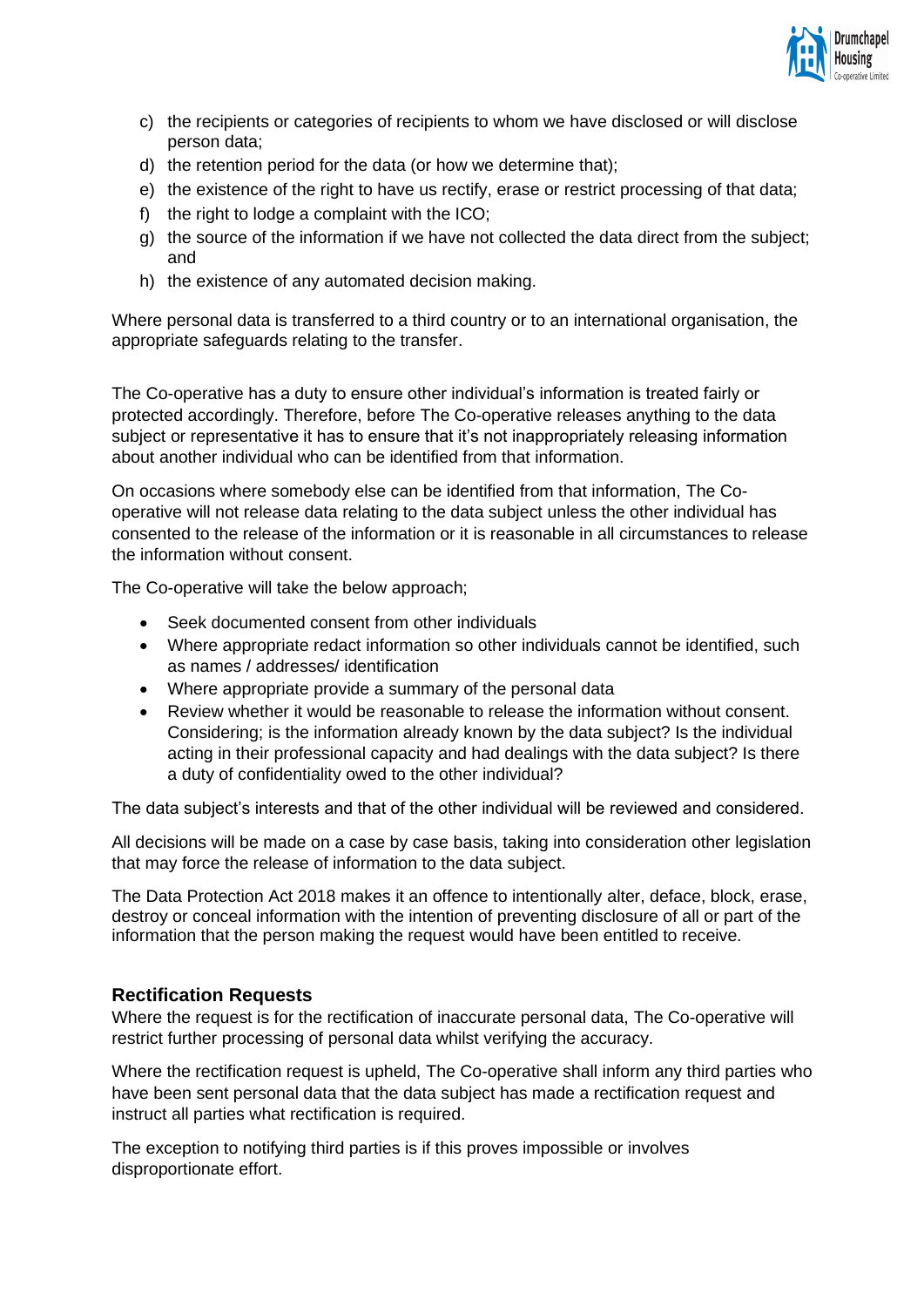c) the recipients or categories of recipients to whom we have disclosed or will disclose person data;
d) the retention period for the data (or how we determine that);
e) the existence of the right to have us rectify, erase or restrict processing of that data;
f) the right to lodge a complaint with the ICO;
g) the source of the information if we have not collected the data direct from the subject; and
h) the existence of any automated decision making.

Where personal data is transferred to a third country or to an international organisation, the appropriate safeguards relating to the transfer.

The Co-operative has a duty to ensure other individual's information is treated fairly or protected accordingly. Therefore, before The Co-operative releases anything to the data subject or representative it has to ensure that it's not inappropriately releasing information about another individual who can be identified from that information.

On occasions where somebody else can be identified from that information, The Co-operative will not release data relating to the data subject unless the other individual has consented to the release of the information or it is reasonable in all circumstances to release the information without consent.

The Co-operative will take the below approach;

- Seek documented consent from other individuals
- Where appropriate redact information so other individuals cannot be identified, such as names / addresses/ identification
- Where appropriate provide a summary of the personal data
- Review whether it would be reasonable to release the information without consent. Considering; is the information already known by the data subject? Is the individual acting in their professional capacity and had dealings with the data subject? Is there a duty of confidentiality owed to the other individual?

The data subject's interests and that of the other individual will be reviewed and considered.

All decisions will be made on a case by case basis, taking into consideration other legislation that may force the release of information to the data subject.

The Data Protection Act 2018 makes it an offence to intentionally alter, deface, block, erase, destroy or conceal information with the intention of preventing disclosure of all or part of the information that the person making the request would have been entitled to receive.

### Rectification Requests

Where the request is for the rectification of inaccurate personal data, The Co-operative will restrict further processing of personal data whilst verifying the accuracy.

Where the rectification request is upheld, The Co-operative shall inform any third parties who have been sent personal data that the data subject has made a rectification request and instruct all parties what rectification is required.

The exception to notifying third parties is if this proves impossible or involves disproportionate effort.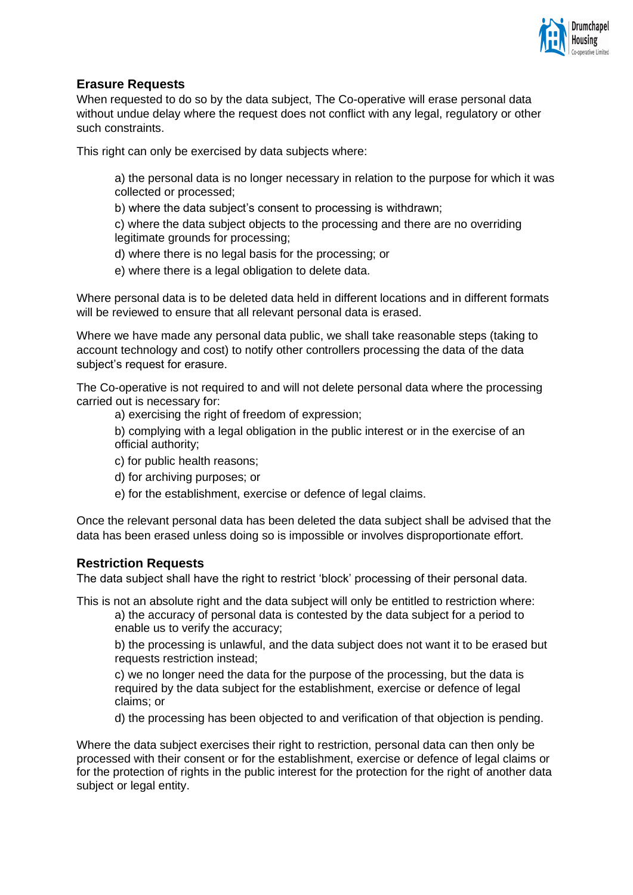## Erasure Requests

When requested to do so by the data subject, The Co-operative will erase personal data without undue delay where the request does not conflict with any legal, regulatory or other such constraints.

This right can only be exercised by data subjects where:

a) the personal data is no longer necessary in relation to the purpose for which it was collected or processed;

b) where the data subject's consent to processing is withdrawn;

c) where the data subject objects to the processing and there are no overriding legitimate grounds for processing;

d) where there is no legal basis for the processing; or

e) where there is a legal obligation to delete data.

Where personal data is to be deleted data held in different locations and in different formats will be reviewed to ensure that all relevant personal data is erased.

Where we have made any personal data public, we shall take reasonable steps (taking to account technology and cost) to notify other controllers processing the data of the data subject's request for erasure.

The Co-operative is not required to and will not delete personal data where the processing carried out is necessary for:

a) exercising the right of freedom of expression;

b) complying with a legal obligation in the public interest or in the exercise of an official authority;

c) for public health reasons;

d) for archiving purposes; or

e) for the establishment, exercise or defence of legal claims.

Once the relevant personal data has been deleted the data subject shall be advised that the data has been erased unless doing so is impossible or involves disproportionate effort.

## Restriction Requests

The data subject shall have the right to restrict 'block' processing of their personal data.

This is not an absolute right and the data subject will only be entitled to restriction where:

a) the accuracy of personal data is contested by the data subject for a period to enable us to verify the accuracy;

b) the processing is unlawful, and the data subject does not want it to be erased but requests restriction instead;

c) we no longer need the data for the purpose of the processing, but the data is required by the data subject for the establishment, exercise or defence of legal claims; or

d) the processing has been objected to and verification of that objection is pending.

Where the data subject exercises their right to restriction, personal data can then only be processed with their consent or for the establishment, exercise or defence of legal claims or for the protection of rights in the public interest for the protection for the right of another data subject or legal entity.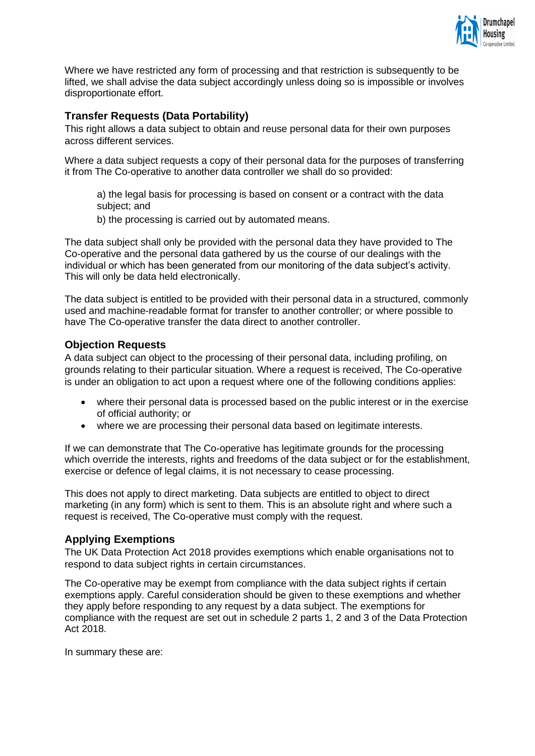Where we have restricted any form of processing and that restriction is subsequently to be lifted, we shall advise the data subject accordingly unless doing so is impossible or involves disproportionate effort.

### Transfer Requests (Data Portability)

This right allows a data subject to obtain and reuse personal data for their own purposes across different services.

Where a data subject requests a copy of their personal data for the purposes of transferring it from The Co-operative to another data controller we shall do so provided:

a) the legal basis for processing is based on consent or a contract with the data subject; and

b) the processing is carried out by automated means.

The data subject shall only be provided with the personal data they have provided to The Co-operative and the personal data gathered by us the course of our dealings with the individual or which has been generated from our monitoring of the data subject's activity. This will only be data held electronically.

The data subject is entitled to be provided with their personal data in a structured, commonly used and machine-readable format for transfer to another controller; or where possible to have The Co-operative transfer the data direct to another controller.

### Objection Requests

A data subject can object to the processing of their personal data, including profiling, on grounds relating to their particular situation. Where a request is received, The Co-operative is under an obligation to act upon a request where one of the following conditions applies:

- where their personal data is processed based on the public interest or in the exercise of official authority; or
- where we are processing their personal data based on legitimate interests.

If we can demonstrate that The Co-operative has legitimate grounds for the processing which override the interests, rights and freedoms of the data subject or for the establishment, exercise or defence of legal claims, it is not necessary to cease processing.

This does not apply to direct marketing. Data subjects are entitled to object to direct marketing (in any form) which is sent to them. This is an absolute right and where such a request is received, The Co-operative must comply with the request.

### Applying Exemptions

The UK Data Protection Act 2018 provides exemptions which enable organisations not to respond to data subject rights in certain circumstances.

The Co-operative may be exempt from compliance with the data subject rights if certain exemptions apply. Careful consideration should be given to these exemptions and whether they apply before responding to any request by a data subject. The exemptions for compliance with the request are set out in schedule 2 parts 1, 2 and 3 of the Data Protection Act 2018.

In summary these are: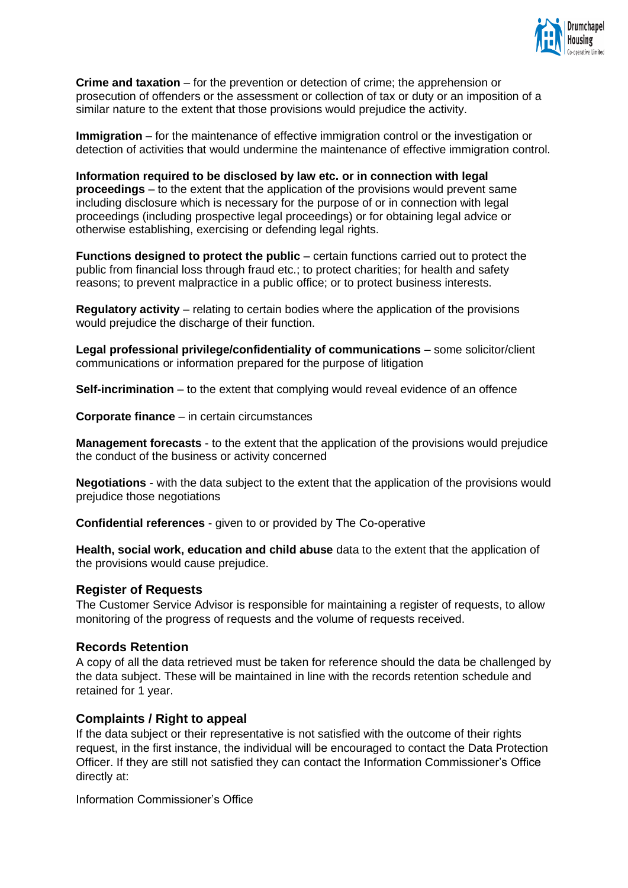**Crime and taxation** – for the prevention or detection of crime; the apprehension or prosecution of offenders or the assessment or collection of tax or duty or an imposition of a similar nature to the extent that those provisions would prejudice the activity.

**Immigration** – for the maintenance of effective immigration control or the investigation or detection of activities that would undermine the maintenance of effective immigration control.

**Information required to be disclosed by law etc. or in connection with legal proceedings** – to the extent that the application of the provisions would prevent same including disclosure which is necessary for the purpose of or in connection with legal proceedings (including prospective legal proceedings) or for obtaining legal advice or otherwise establishing, exercising or defending legal rights.

**Functions designed to protect the public** – certain functions carried out to protect the public from financial loss through fraud etc.; to protect charities; for health and safety reasons; to prevent malpractice in a public office; or to protect business interests.

**Regulatory activity** – relating to certain bodies where the application of the provisions would prejudice the discharge of their function.

**Legal professional privilege/confidentiality of communications –** some solicitor/client communications or information prepared for the purpose of litigation

**Self-incrimination** – to the extent that complying would reveal evidence of an offence

**Corporate finance** – in certain circumstances

**Management forecasts** - to the extent that the application of the provisions would prejudice the conduct of the business or activity concerned

**Negotiations** - with the data subject to the extent that the application of the provisions would prejudice those negotiations

**Confidential references** - given to or provided by The Co-operative

**Health, social work, education and child abuse** data to the extent that the application of the provisions would cause prejudice.

## Register of Requests

The Customer Service Advisor is responsible for maintaining a register of requests, to allow monitoring of the progress of requests and the volume of requests received.

## Records Retention

A copy of all the data retrieved must be taken for reference should the data be challenged by the data subject. These will be maintained in line with the records retention schedule and retained for 1 year.

## Complaints / Right to appeal

If the data subject or their representative is not satisfied with the outcome of their rights request, in the first instance, the individual will be encouraged to contact the Data Protection Officer. If they are still not satisfied they can contact the Information Commissioner's Office directly at:

Information Commissioner's Office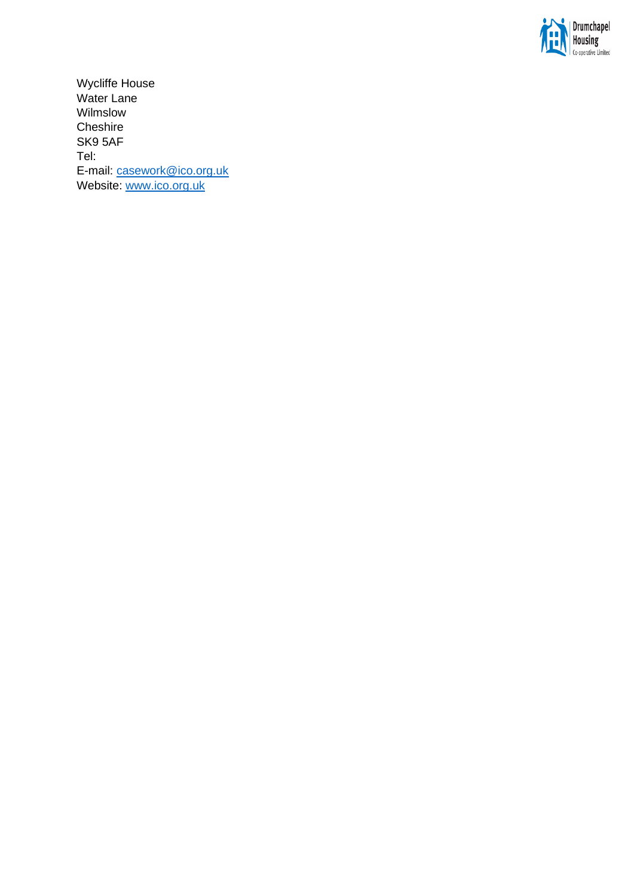Wycliffe House
Water Lane
Wilmslow
Cheshire
SK9 5AF
Tel:
E-mail: casework@ico.org.uk
Website: www.ico.org.uk